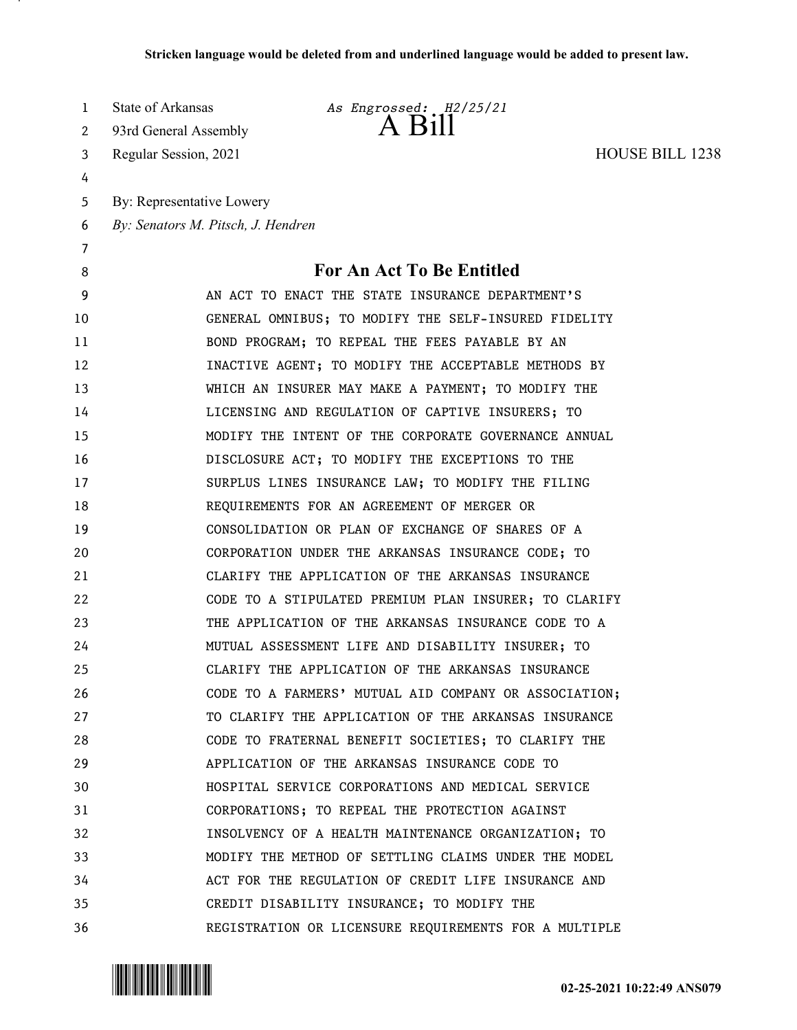Stricken language would be deleted from and underlined language would be added to present law.

State of Arkansas
93rd General Assembly
Regular Session, 2021

*As Engrossed: H2/25/21*

# A Bill

HOUSE BILL 1238

By: Representative Lowery
*By: Senators M. Pitsch, J. Hendren*

## For An Act To Be Entitled

AN ACT TO ENACT THE STATE INSURANCE DEPARTMENT'S GENERAL OMNIBUS; TO MODIFY THE SELF-INSURED FIDELITY BOND PROGRAM; TO REPEAL THE FEES PAYABLE BY AN INACTIVE AGENT; TO MODIFY THE ACCEPTABLE METHODS BY WHICH AN INSURER MAY MAKE A PAYMENT; TO MODIFY THE LICENSING AND REGULATION OF CAPTIVE INSURERS; TO MODIFY THE INTENT OF THE CORPORATE GOVERNANCE ANNUAL DISCLOSURE ACT; TO MODIFY THE EXCEPTIONS TO THE SURPLUS LINES INSURANCE LAW; TO MODIFY THE FILING REQUIREMENTS FOR AN AGREEMENT OF MERGER OR CONSOLIDATION OR PLAN OF EXCHANGE OF SHARES OF A CORPORATION UNDER THE ARKANSAS INSURANCE CODE; TO CLARIFY THE APPLICATION OF THE ARKANSAS INSURANCE CODE TO A STIPULATED PREMIUM PLAN INSURER; TO CLARIFY THE APPLICATION OF THE ARKANSAS INSURANCE CODE TO A MUTUAL ASSESSMENT LIFE AND DISABILITY INSURER; TO CLARIFY THE APPLICATION OF THE ARKANSAS INSURANCE CODE TO A FARMERS' MUTUAL AID COMPANY OR ASSOCIATION; TO CLARIFY THE APPLICATION OF THE ARKANSAS INSURANCE CODE TO FRATERNAL BENEFIT SOCIETIES; TO CLARIFY THE APPLICATION OF THE ARKANSAS INSURANCE CODE TO HOSPITAL SERVICE CORPORATIONS AND MEDICAL SERVICE CORPORATIONS; TO REPEAL THE PROTECTION AGAINST INSOLVENCY OF A HEALTH MAINTENANCE ORGANIZATION; TO MODIFY THE METHOD OF SETTLING CLAIMS UNDER THE MODEL ACT FOR THE REGULATION OF CREDIT LIFE INSURANCE AND CREDIT DISABILITY INSURANCE; TO MODIFY THE REGISTRATION OR LICENSURE REQUIREMENTS FOR A MULTIPLE

02-25-2021 10:22:49 ANS079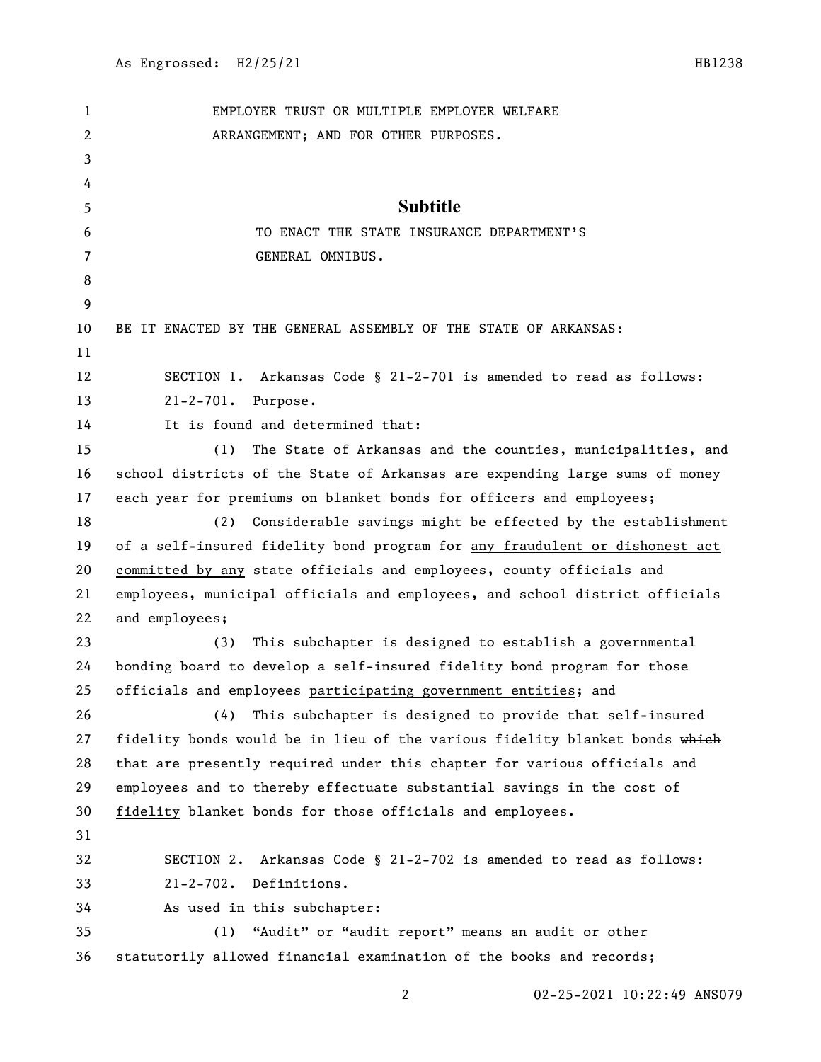EMPLOYER TRUST OR MULTIPLE EMPLOYER WELFARE ARRANGEMENT; AND FOR OTHER PURPOSES.

## Subtitle

TO ENACT THE STATE INSURANCE DEPARTMENT'S GENERAL OMNIBUS.

BE IT ENACTED BY THE GENERAL ASSEMBLY OF THE STATE OF ARKANSAS:

SECTION 1. Arkansas Code § 21-2-701 is amended to read as follows:

21-2-701. Purpose.

It is found and determined that:

(1) The State of Arkansas and the counties, municipalities, and school districts of the State of Arkansas are expending large sums of money each year for premiums on blanket bonds for officers and employees;

(2) Considerable savings might be effected by the establishment of a self-insured fidelity bond program for any fraudulent or dishonest act committed by any state officials and employees, county officials and employees, municipal officials and employees, and school district officials and employees;

(3) This subchapter is designed to establish a governmental bonding board to develop a self-insured fidelity bond program for ~~those officials and employees~~ participating government entities; and

(4) This subchapter is designed to provide that self-insured fidelity bonds would be in lieu of the various fidelity blanket bonds ~~which~~ that are presently required under this chapter for various officials and employees and to thereby effectuate substantial savings in the cost of fidelity blanket bonds for those officials and employees.

SECTION 2. Arkansas Code § 21-2-702 is amended to read as follows:

21-2-702. Definitions.

As used in this subchapter:

(1) "Audit" or "audit report" means an audit or other statutorily allowed financial examination of the books and records;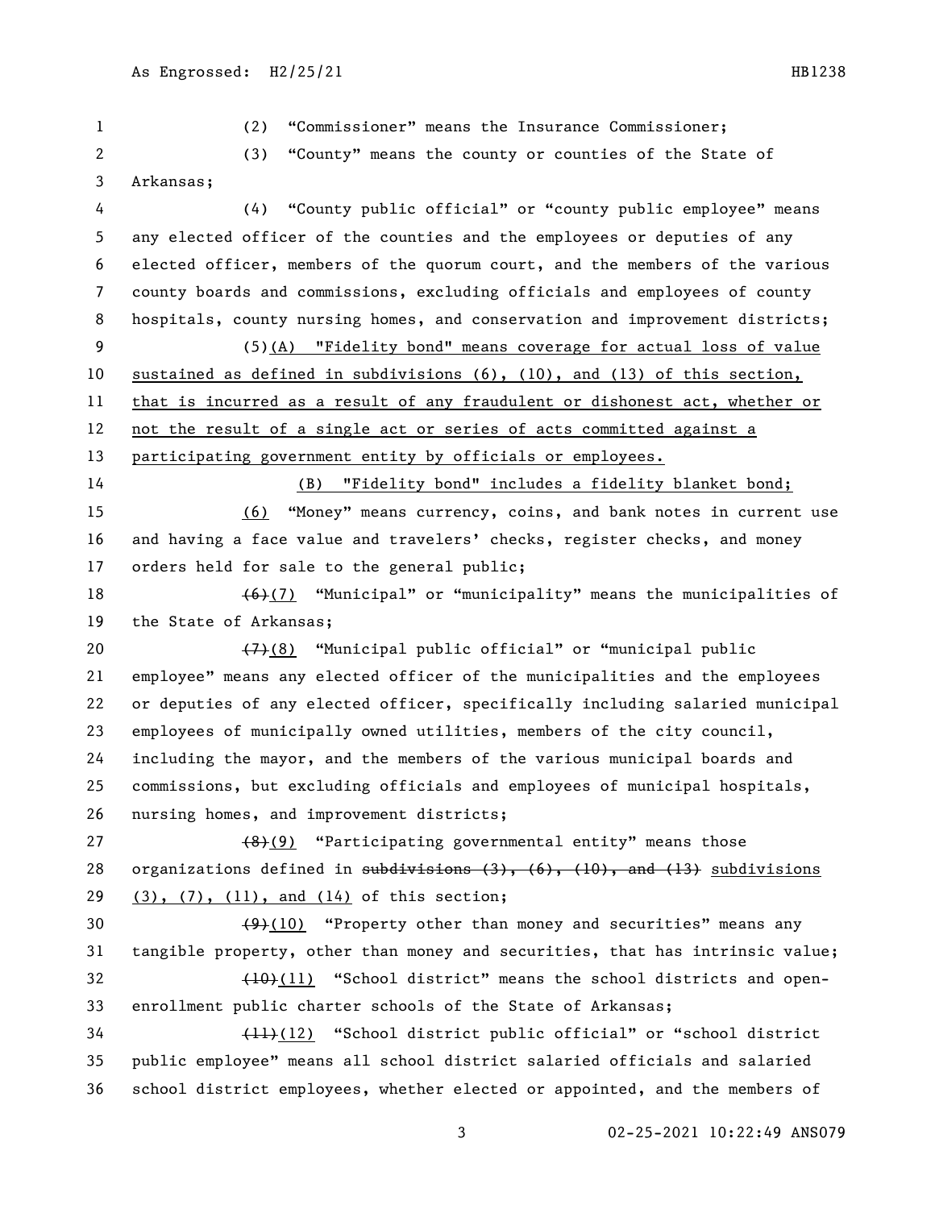(2) "Commissioner" means the Insurance Commissioner;

(3) "County" means the county or counties of the State of Arkansas;

(4) "County public official" or "county public employee" means any elected officer of the counties and the employees or deputies of any elected officer, members of the quorum court, and the members of the various county boards and commissions, excluding officials and employees of county hospitals, county nursing homes, and conservation and improvement districts;

(5)(A) "Fidelity bond" means coverage for actual loss of value sustained as defined in subdivisions (6), (10), and (13) of this section, that is incurred as a result of any fraudulent or dishonest act, whether or not the result of a single act or series of acts committed against a participating government entity by officials or employees.

(B) "Fidelity bond" includes a fidelity blanket bond;

(6) "Money" means currency, coins, and bank notes in current use and having a face value and travelers' checks, register checks, and money orders held for sale to the general public;

~~(6)~~(7) "Municipal" or "municipality" means the municipalities of the State of Arkansas;

~~(7)~~(8) "Municipal public official" or "municipal public employee" means any elected officer of the municipalities and the employees or deputies of any elected officer, specifically including salaried municipal employees of municipally owned utilities, members of the city council, including the mayor, and the members of the various municipal boards and commissions, but excluding officials and employees of municipal hospitals, nursing homes, and improvement districts;

~~(8)~~(9) "Participating governmental entity" means those organizations defined in ~~subdivisions (3), (6), (10), and (13)~~ subdivisions (3), (7), (11), and (14) of this section;

~~(9)~~(10) "Property other than money and securities" means any tangible property, other than money and securities, that has intrinsic value;

~~(10)~~(11) "School district" means the school districts and open-enrollment public charter schools of the State of Arkansas;

~~(11)~~(12) "School district public official" or "school district public employee" means all school district salaried officials and salaried school district employees, whether elected or appointed, and the members of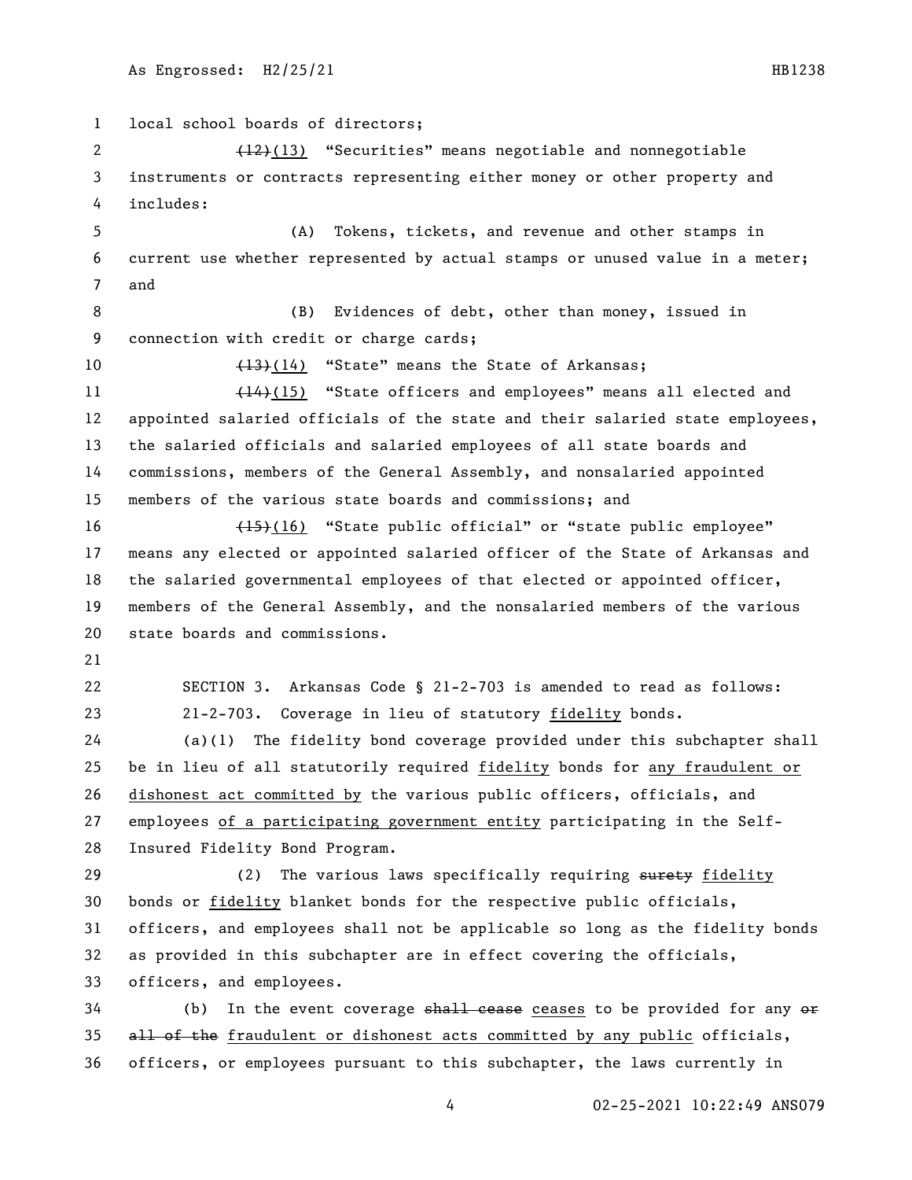local school boards of directors;

~~(12)~~<u>(13)</u> "Securities" means negotiable and nonnegotiable instruments or contracts representing either money or other property and includes:

(A) Tokens, tickets, and revenue and other stamps in current use whether represented by actual stamps or unused value in a meter; and

(B) Evidences of debt, other than money, issued in connection with credit or charge cards;

~~(13)~~<u>(14)</u> "State" means the State of Arkansas;

~~(14)~~<u>(15)</u> "State officers and employees" means all elected and appointed salaried officials of the state and their salaried state employees, the salaried officials and salaried employees of all state boards and commissions, members of the General Assembly, and nonsalaried appointed members of the various state boards and commissions; and

~~(15)~~<u>(16)</u> "State public official" or "state public employee" means any elected or appointed salaried officer of the State of Arkansas and the salaried governmental employees of that elected or appointed officer, members of the General Assembly, and the nonsalaried members of the various state boards and commissions.

SECTION 3. Arkansas Code § 21-2-703 is amended to read as follows:

21-2-703. Coverage in lieu of statutory <u>fidelity</u> bonds.

(a)(1) The fidelity bond coverage provided under this subchapter shall be in lieu of all statutorily required <u>fidelity</u> bonds for <u>any fraudulent or dishonest act committed by</u> the various public officers, officials, and employees <u>of a participating government entity</u> participating in the Self-Insured Fidelity Bond Program.

(2) The various laws specifically requiring ~~surety~~ <u>fidelity</u> bonds or <u>fidelity</u> blanket bonds for the respective public officials, officers, and employees shall not be applicable so long as the fidelity bonds as provided in this subchapter are in effect covering the officials, officers, and employees.

(b) In the event coverage ~~shall cease~~ <u>ceases</u> to be provided for any ~~or all of the~~ <u>fraudulent or dishonest acts committed by any public</u> officials, officers, or employees pursuant to this subchapter, the laws currently in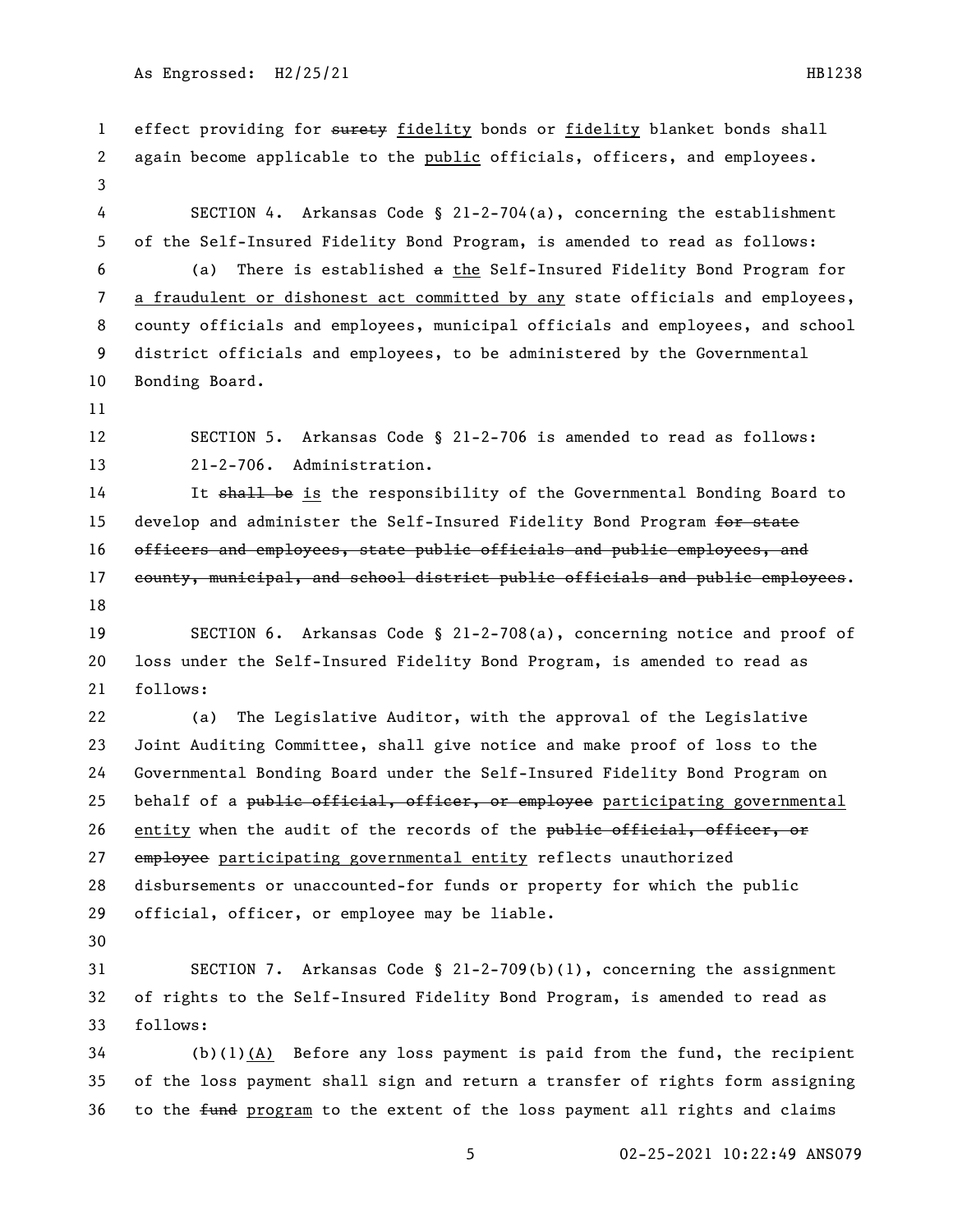effect providing for ~~surety~~ fidelity bonds or fidelity blanket bonds shall again become applicable to the public officials, officers, and employees.

SECTION 4. Arkansas Code § 21-2-704(a), concerning the establishment of the Self-Insured Fidelity Bond Program, is amended to read as follows:

(a) There is established ~~a~~ the Self-Insured Fidelity Bond Program for a fraudulent or dishonest act committed by any state officials and employees, county officials and employees, municipal officials and employees, and school district officials and employees, to be administered by the Governmental Bonding Board.

SECTION 5. Arkansas Code § 21-2-706 is amended to read as follows:

21-2-706. Administration.

It ~~shall be~~ is the responsibility of the Governmental Bonding Board to develop and administer the Self-Insured Fidelity Bond Program ~~for state officers and employees, state public officials and public employees, and county, municipal, and school district public officials and public employees~~.

SECTION 6. Arkansas Code § 21-2-708(a), concerning notice and proof of loss under the Self-Insured Fidelity Bond Program, is amended to read as follows:

(a) The Legislative Auditor, with the approval of the Legislative Joint Auditing Committee, shall give notice and make proof of loss to the Governmental Bonding Board under the Self-Insured Fidelity Bond Program on behalf of a ~~public official, officer, or employee~~ participating governmental entity when the audit of the records of the ~~public official, officer, or employee~~ participating governmental entity reflects unauthorized disbursements or unaccounted-for funds or property for which the public official, officer, or employee may be liable.

SECTION 7. Arkansas Code § 21-2-709(b)(1), concerning the assignment of rights to the Self-Insured Fidelity Bond Program, is amended to read as follows:

(b)(1)(A) Before any loss payment is paid from the fund, the recipient of the loss payment shall sign and return a transfer of rights form assigning to the ~~fund~~ program to the extent of the loss payment all rights and claims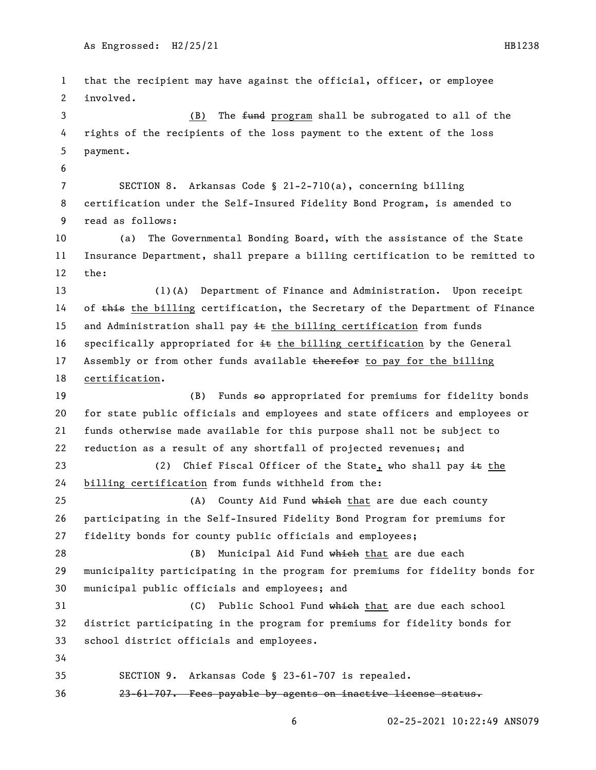that the recipient may have against the official, officer, or employee involved.

(B) The ~~fund~~ <u>program</u> shall be subrogated to all of the rights of the recipients of the loss payment to the extent of the loss payment.

SECTION 8. Arkansas Code § 21-2-710(a), concerning billing certification under the Self-Insured Fidelity Bond Program, is amended to read as follows:

(a) The Governmental Bonding Board, with the assistance of the State Insurance Department, shall prepare a billing certification to be remitted to the:

(1)(A) Department of Finance and Administration. Upon receipt of ~~this~~ <u>the billing</u> certification, the Secretary of the Department of Finance and Administration shall pay ~~it~~ <u>the billing certification</u> from funds specifically appropriated for ~~it~~ <u>the billing certification</u> by the General Assembly or from other funds available ~~therefor~~ <u>to pay for the billing certification</u>.

(B) Funds ~~so~~ appropriated for premiums for fidelity bonds for state public officials and employees and state officers and employees or funds otherwise made available for this purpose shall not be subject to reduction as a result of any shortfall of projected revenues; and

(2) Chief Fiscal Officer of the State<u>,</u> who shall pay ~~it~~ <u>the billing certification</u> from funds withheld from the:

(A) County Aid Fund ~~which~~ <u>that</u> are due each county participating in the Self-Insured Fidelity Bond Program for premiums for fidelity bonds for county public officials and employees;

(B) Municipal Aid Fund ~~which~~ <u>that</u> are due each municipality participating in the program for premiums for fidelity bonds for municipal public officials and employees; and

(C) Public School Fund ~~which~~ <u>that</u> are due each school district participating in the program for premiums for fidelity bonds for school district officials and employees.

SECTION 9. Arkansas Code § 23-61-707 is repealed.

~~23-61-707. Fees payable by agents on inactive license status.~~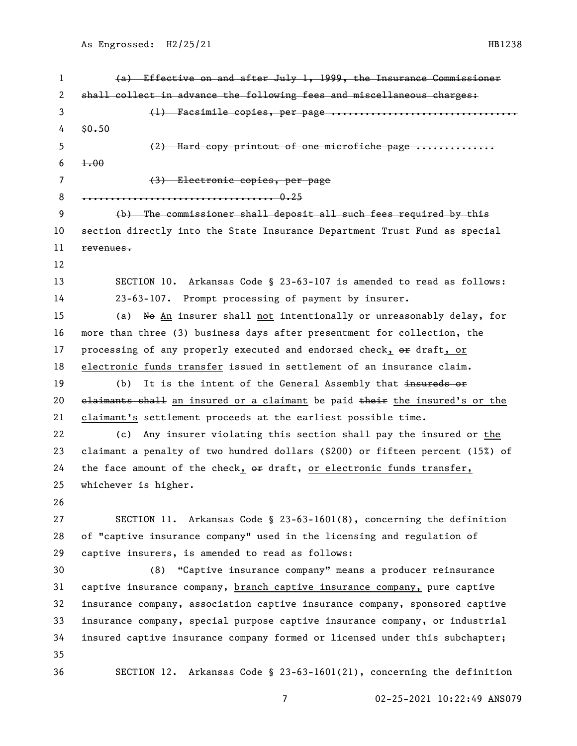~~(a) Effective on and after July 1, 1999, the Insurance Commissioner shall collect in advance the following fees and miscellaneous charges:~~

~~(1) Facsimile copies, per page .................................. $0.50~~

~~(2) Hard copy printout of one microfiche page .............. 1.00~~

~~(3) Electronic copies, per page .................................... 0.25~~

~~(b) The commissioner shall deposit all such fees required by this section directly into the State Insurance Department Trust Fund as special revenues.~~

SECTION 10. Arkansas Code § 23-63-107 is amended to read as follows:

23-63-107. Prompt processing of payment by insurer.

(a) ~~No~~ An insurer shall not intentionally or unreasonably delay, for more than three (3) business days after presentment for collection, the processing of any properly executed and endorsed check, ~~or~~ draft, or electronic funds transfer issued in settlement of an insurance claim.

(b) It is the intent of the General Assembly that ~~insureds or claimants shall~~ an insured or a claimant be paid ~~their~~ the insured's or the claimant's settlement proceeds at the earliest possible time.

(c) Any insurer violating this section shall pay the insured or the claimant a penalty of two hundred dollars ($200) or fifteen percent (15%) of the face amount of the check, ~~or~~ draft, or electronic funds transfer, whichever is higher.

SECTION 11. Arkansas Code § 23-63-1601(8), concerning the definition of "captive insurance company" used in the licensing and regulation of captive insurers, is amended to read as follows:

(8) "Captive insurance company" means a producer reinsurance captive insurance company, branch captive insurance company, pure captive insurance company, association captive insurance company, sponsored captive insurance company, special purpose captive insurance company, or industrial insured captive insurance company formed or licensed under this subchapter;

SECTION 12. Arkansas Code § 23-63-1601(21), concerning the definition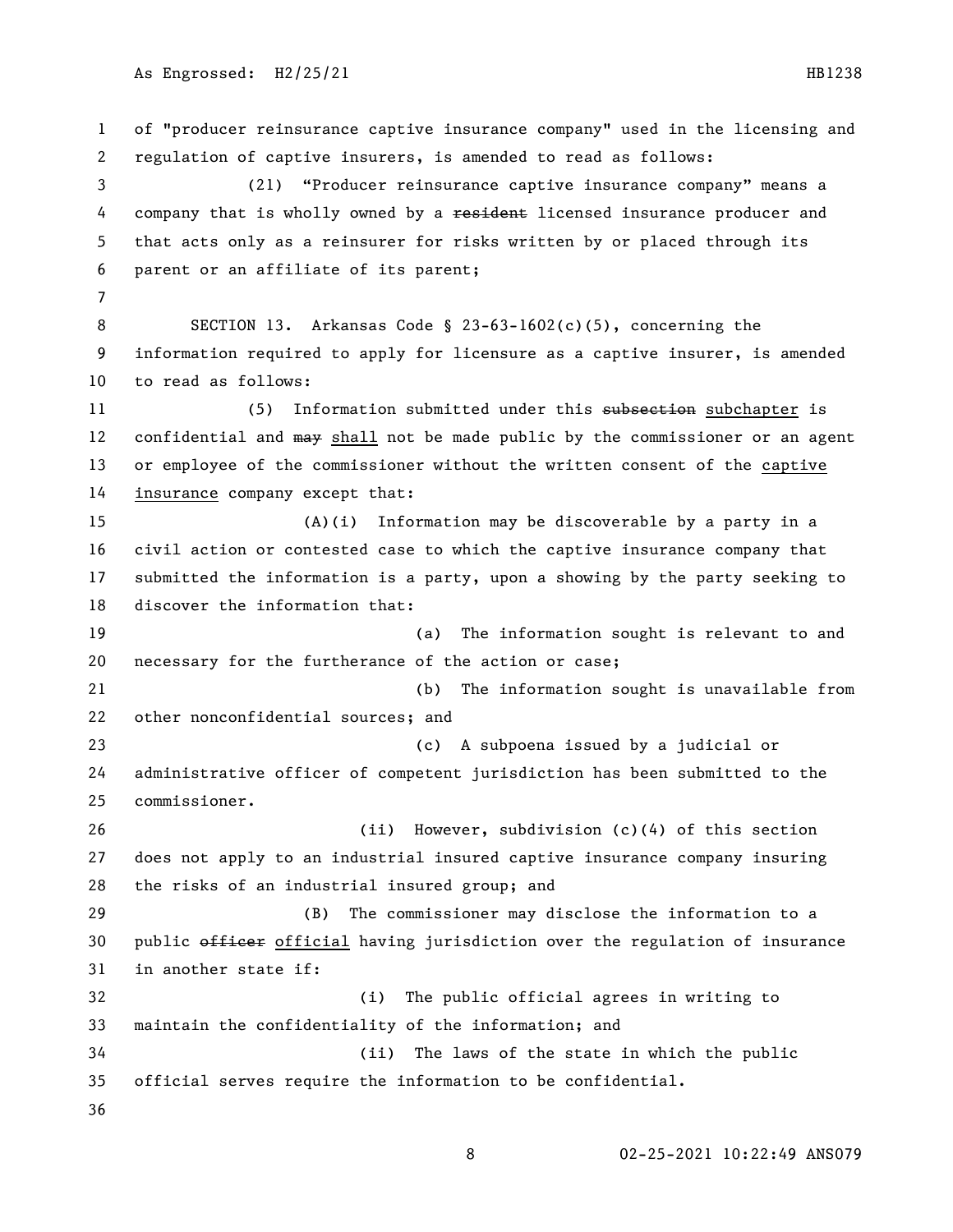of "producer reinsurance captive insurance company" used in the licensing and regulation of captive insurers, is amended to read as follows:

(21) "Producer reinsurance captive insurance company" means a company that is wholly owned by a ~~resident~~ licensed insurance producer and that acts only as a reinsurer for risks written by or placed through its parent or an affiliate of its parent;

SECTION 13. Arkansas Code § 23-63-1602(c)(5), concerning the information required to apply for licensure as a captive insurer, is amended to read as follows:

(5) Information submitted under this ~~subsection~~ <u>subchapter</u> is confidential and ~~may~~ <u>shall</u> not be made public by the commissioner or an agent or employee of the commissioner without the written consent of the <u>captive insurance</u> company except that:

(A)(i) Information may be discoverable by a party in a civil action or contested case to which the captive insurance company that submitted the information is a party, upon a showing by the party seeking to discover the information that:

(a) The information sought is relevant to and necessary for the furtherance of the action or case;

(b) The information sought is unavailable from other nonconfidential sources; and

(c) A subpoena issued by a judicial or administrative officer of competent jurisdiction has been submitted to the commissioner.

(ii) However, subdivision (c)(4) of this section does not apply to an industrial insured captive insurance company insuring the risks of an industrial insured group; and

(B) The commissioner may disclose the information to a public ~~officer~~ <u>official</u> having jurisdiction over the regulation of insurance in another state if:

(i) The public official agrees in writing to maintain the confidentiality of the information; and

(ii) The laws of the state in which the public official serves require the information to be confidential.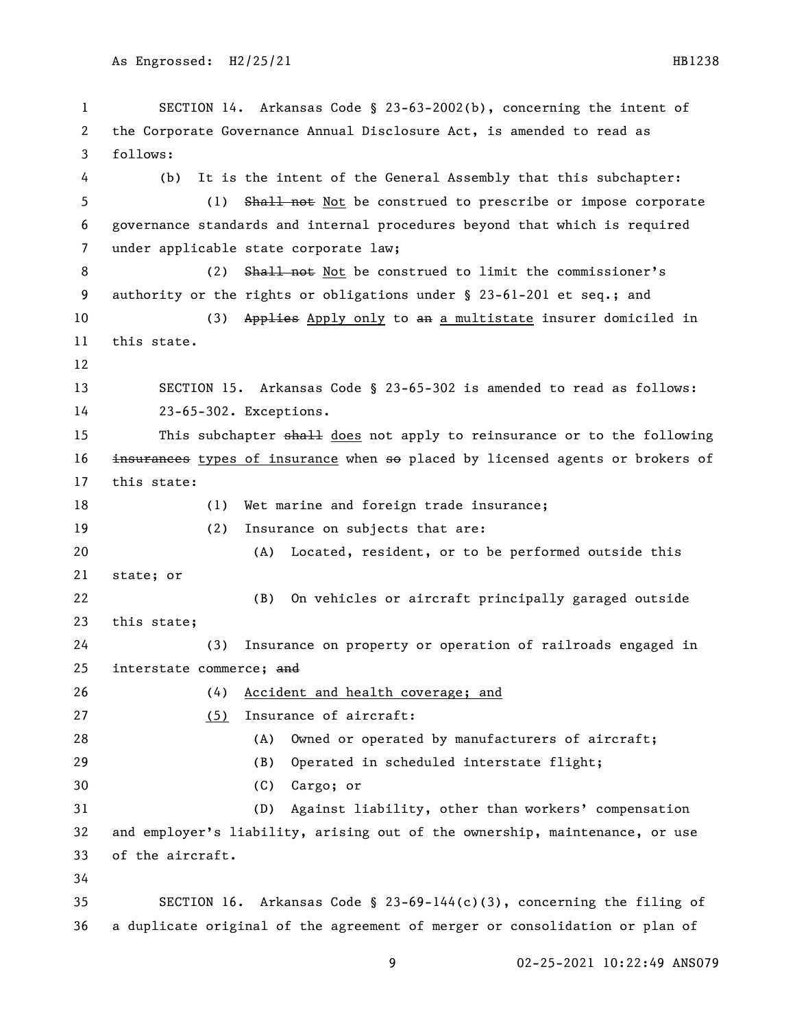SECTION 14. Arkansas Code § 23-63-2002(b), concerning the intent of the Corporate Governance Annual Disclosure Act, is amended to read as follows:

(b) It is the intent of the General Assembly that this subchapter:

(1) ~~Shall not~~ Not be construed to prescribe or impose corporate governance standards and internal procedures beyond that which is required under applicable state corporate law;

(2) ~~Shall not~~ Not be construed to limit the commissioner's authority or the rights or obligations under § 23-61-201 et seq.; and

(3) ~~Applies~~ Apply only to ~~an~~ a multistate insurer domiciled in this state.

SECTION 15. Arkansas Code § 23-65-302 is amended to read as follows:

23-65-302. Exceptions.

This subchapter ~~shall~~ does not apply to reinsurance or to the following ~~insurances~~ types of insurance when ~~so~~ placed by licensed agents or brokers of this state:

(1) Wet marine and foreign trade insurance;

(2) Insurance on subjects that are:

(A) Located, resident, or to be performed outside this state; or

(B) On vehicles or aircraft principally garaged outside this state;

(3) Insurance on property or operation of railroads engaged in interstate commerce; ~~and~~

(4) Accident and health coverage; and

(5) Insurance of aircraft:

(A) Owned or operated by manufacturers of aircraft;

(B) Operated in scheduled interstate flight;

(C) Cargo; or

(D) Against liability, other than workers' compensation and employer's liability, arising out of the ownership, maintenance, or use of the aircraft.

SECTION 16. Arkansas Code § 23-69-144(c)(3), concerning the filing of a duplicate original of the agreement of merger or consolidation or plan of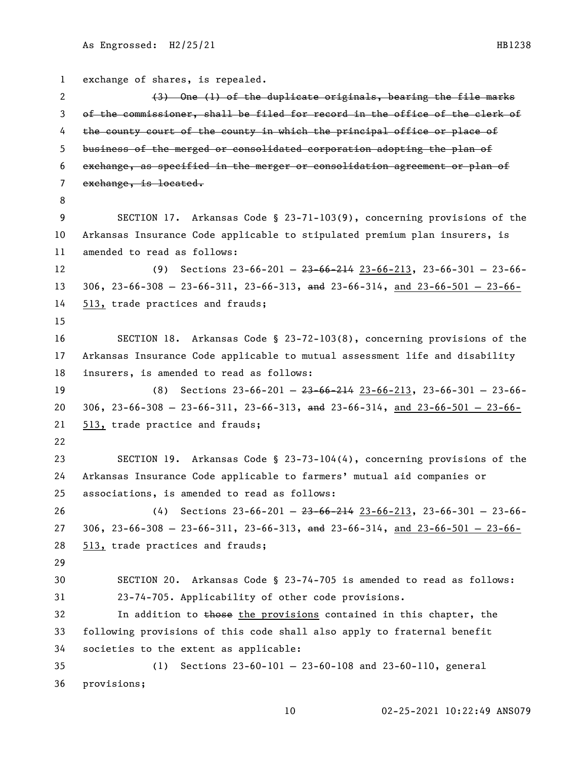exchange of shares, is repealed.

~~(3) One (1) of the duplicate originals, bearing the file marks of the commissioner, shall be filed for record in the office of the clerk of the county court of the county in which the principal office or place of business of the merged or consolidated corporation adopting the plan of exchange, as specified in the merger or consolidation agreement or plan of exchange, is located.~~

SECTION 17. Arkansas Code § 23-71-103(9), concerning provisions of the Arkansas Insurance Code applicable to stipulated premium plan insurers, is amended to read as follows:

(9) Sections 23-66-201 — ~~23-66-214~~ <u>23-66-213</u>, 23-66-301 — 23-66-306, 23-66-308 — 23-66-311, 23-66-313, ~~and~~ 23-66-314, <u>and 23-66-501 — 23-66-513,</u> trade practices and frauds;

SECTION 18. Arkansas Code § 23-72-103(8), concerning provisions of the Arkansas Insurance Code applicable to mutual assessment life and disability insurers, is amended to read as follows:

(8) Sections 23-66-201 — ~~23-66-214~~ <u>23-66-213</u>, 23-66-301 — 23-66-306, 23-66-308 — 23-66-311, 23-66-313, ~~and~~ 23-66-314, <u>and 23-66-501 — 23-66-513,</u> trade practice and frauds;

SECTION 19. Arkansas Code § 23-73-104(4), concerning provisions of the Arkansas Insurance Code applicable to farmers' mutual aid companies or associations, is amended to read as follows:

(4) Sections 23-66-201 — ~~23-66-214~~ <u>23-66-213</u>, 23-66-301 — 23-66-306, 23-66-308 — 23-66-311, 23-66-313, ~~and~~ 23-66-314, <u>and 23-66-501 — 23-66-513,</u> trade practices and frauds;

SECTION 20. Arkansas Code § 23-74-705 is amended to read as follows:

23-74-705. Applicability of other code provisions.

In addition to ~~those~~ <u>the provisions</u> contained in this chapter, the following provisions of this code shall also apply to fraternal benefit societies to the extent as applicable:

(1) Sections 23-60-101 — 23-60-108 and 23-60-110, general provisions;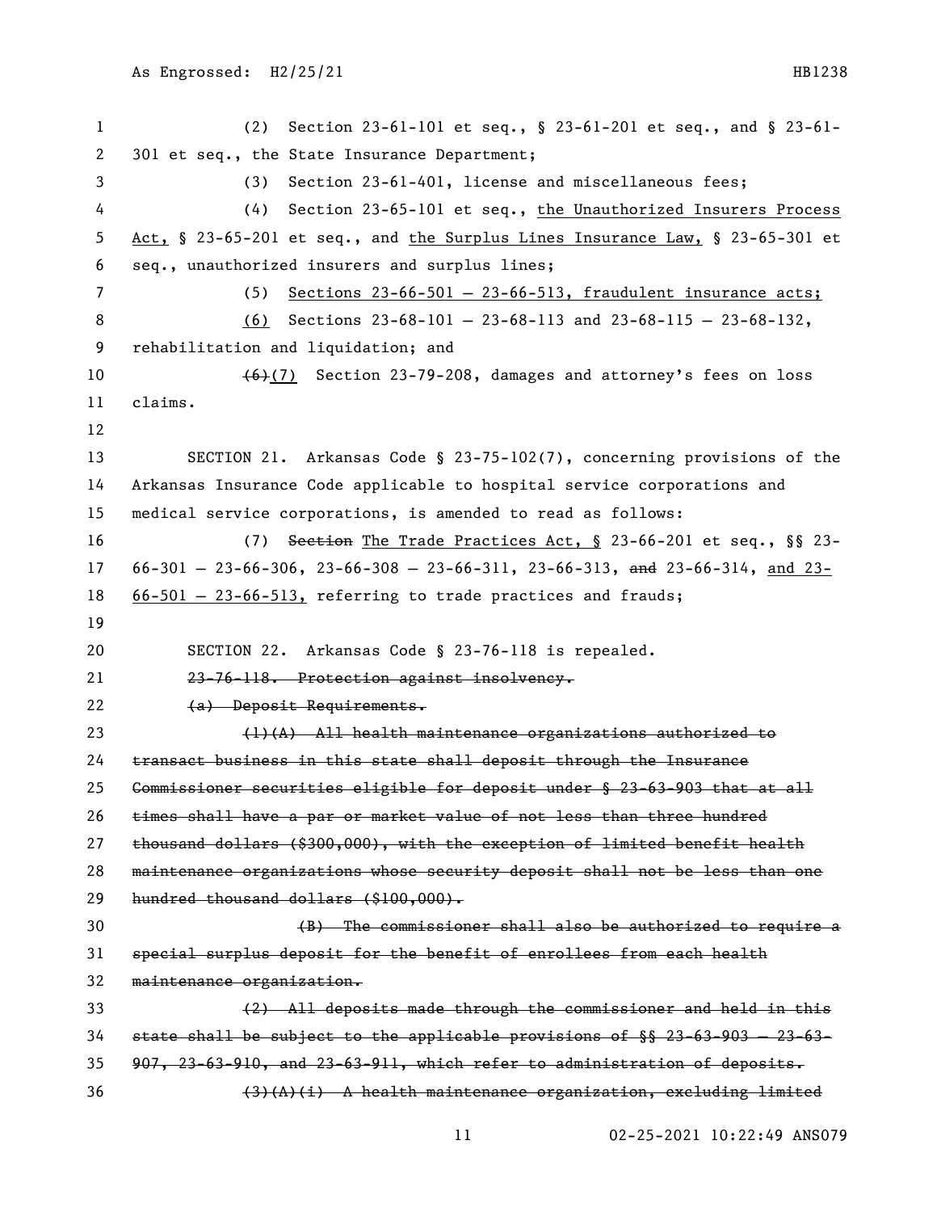(2) Section 23-61-101 et seq., § 23-61-201 et seq., and § 23-61-301 et seq., the State Insurance Department;

(3) Section 23-61-401, license and miscellaneous fees;

(4) Section 23-65-101 et seq., <u>the Unauthorized Insurers Process Act,</u> § 23-65-201 et seq., and <u>the Surplus Lines Insurance Law,</u> § 23-65-301 et seq., unauthorized insurers and surplus lines;

(5) <u>Sections 23-66-501 — 23-66-513, fraudulent insurance acts;</u>

<u>(6)</u> Sections 23-68-101 — 23-68-113 and 23-68-115 — 23-68-132, rehabilitation and liquidation; and

~~(6)~~<u>(7)</u> Section 23-79-208, damages and attorney's fees on loss claims.

SECTION 21. Arkansas Code § 23-75-102(7), concerning provisions of the Arkansas Insurance Code applicable to hospital service corporations and medical service corporations, is amended to read as follows:

(7) ~~Section~~ <u>The Trade Practices Act, §</u> 23-66-201 et seq., §§ 23-66-301 — 23-66-306, 23-66-308 — 23-66-311, 23-66-313, ~~and~~ 23-66-314, <u>and 23-66-501 — 23-66-513,</u> referring to trade practices and frauds;

SECTION 22. Arkansas Code § 23-76-118 is repealed.

~~23-76-118. Protection against insolvency.~~

~~(a) Deposit Requirements.~~

~~(1)(A) All health maintenance organizations authorized to transact business in this state shall deposit through the Insurance Commissioner securities eligible for deposit under § 23-63-903 that at all times shall have a par or market value of not less than three hundred thousand dollars ($300,000), with the exception of limited benefit health maintenance organizations whose security deposit shall not be less than one hundred thousand dollars ($100,000).~~

~~(B) The commissioner shall also be authorized to require a special surplus deposit for the benefit of enrollees from each health maintenance organization.~~

~~(2) All deposits made through the commissioner and held in this state shall be subject to the applicable provisions of §§ 23-63-903 — 23-63-907, 23-63-910, and 23-63-911, which refer to administration of deposits.~~

~~(3)(A)(i) A health maintenance organization, excluding limited~~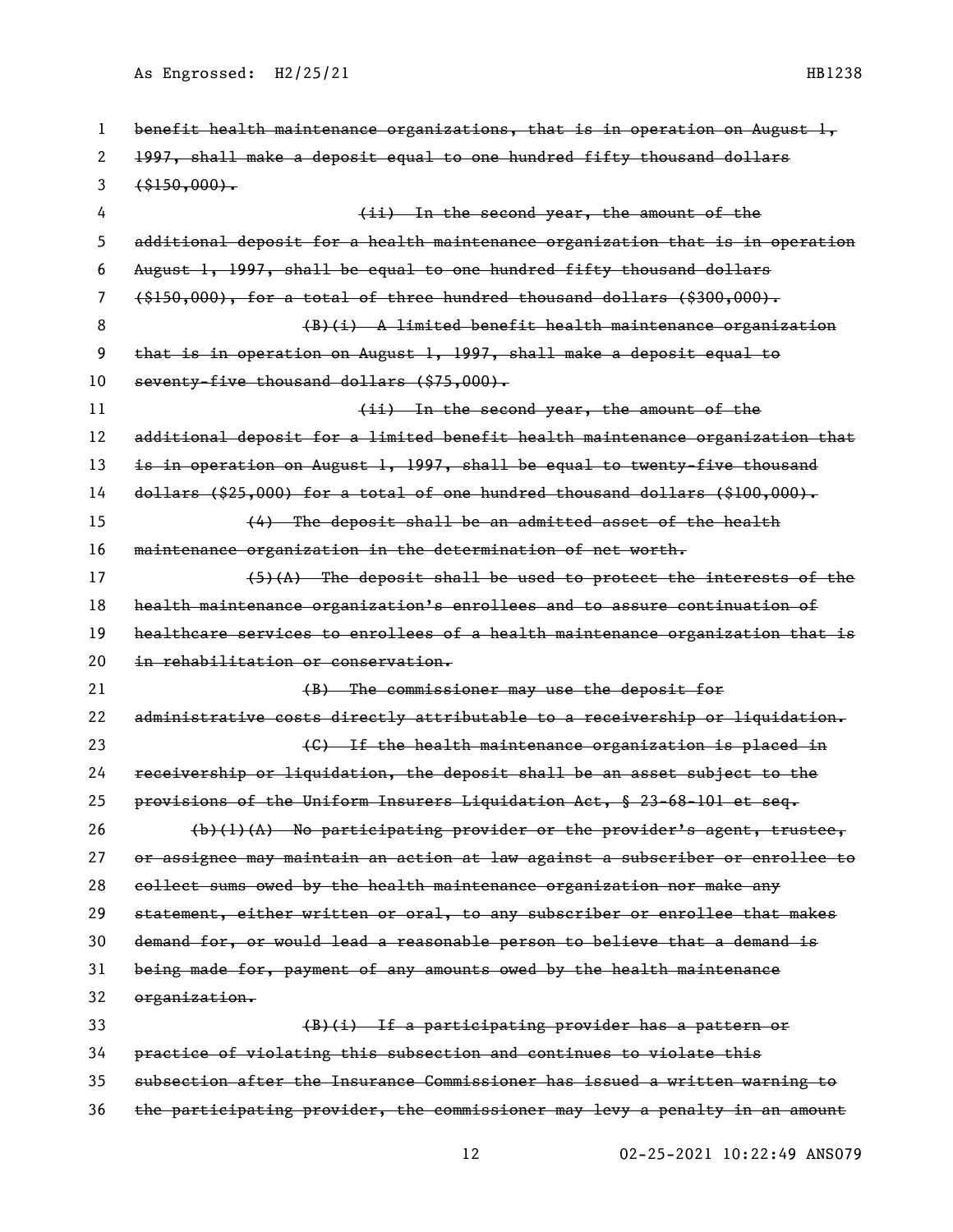~~benefit health maintenance organizations, that is in operation on August 1, 1997, shall make a deposit equal to one hundred fifty thousand dollars ($150,000).~~

~~(ii) In the second year, the amount of the additional deposit for a health maintenance organization that is in operation August 1, 1997, shall be equal to one hundred fifty thousand dollars ($150,000), for a total of three hundred thousand dollars ($300,000).~~

~~(B)(i) A limited benefit health maintenance organization that is in operation on August 1, 1997, shall make a deposit equal to seventy-five thousand dollars ($75,000).~~

~~(ii) In the second year, the amount of the additional deposit for a limited benefit health maintenance organization that is in operation on August 1, 1997, shall be equal to twenty-five thousand dollars ($25,000) for a total of one hundred thousand dollars ($100,000).~~

~~(4) The deposit shall be an admitted asset of the health maintenance organization in the determination of net worth.~~

~~(5)(A) The deposit shall be used to protect the interests of the health maintenance organization's enrollees and to assure continuation of healthcare services to enrollees of a health maintenance organization that is in rehabilitation or conservation.~~

~~(B) The commissioner may use the deposit for administrative costs directly attributable to a receivership or liquidation.~~

~~(C) If the health maintenance organization is placed in receivership or liquidation, the deposit shall be an asset subject to the provisions of the Uniform Insurers Liquidation Act, § 23-68-101 et seq.~~

~~(b)(1)(A) No participating provider or the provider's agent, trustee, or assignee may maintain an action at law against a subscriber or enrollee to collect sums owed by the health maintenance organization nor make any statement, either written or oral, to any subscriber or enrollee that makes demand for, or would lead a reasonable person to believe that a demand is being made for, payment of any amounts owed by the health maintenance organization.~~

~~(B)(i) If a participating provider has a pattern or practice of violating this subsection and continues to violate this subsection after the Insurance Commissioner has issued a written warning to the participating provider, the commissioner may levy a penalty in an amount~~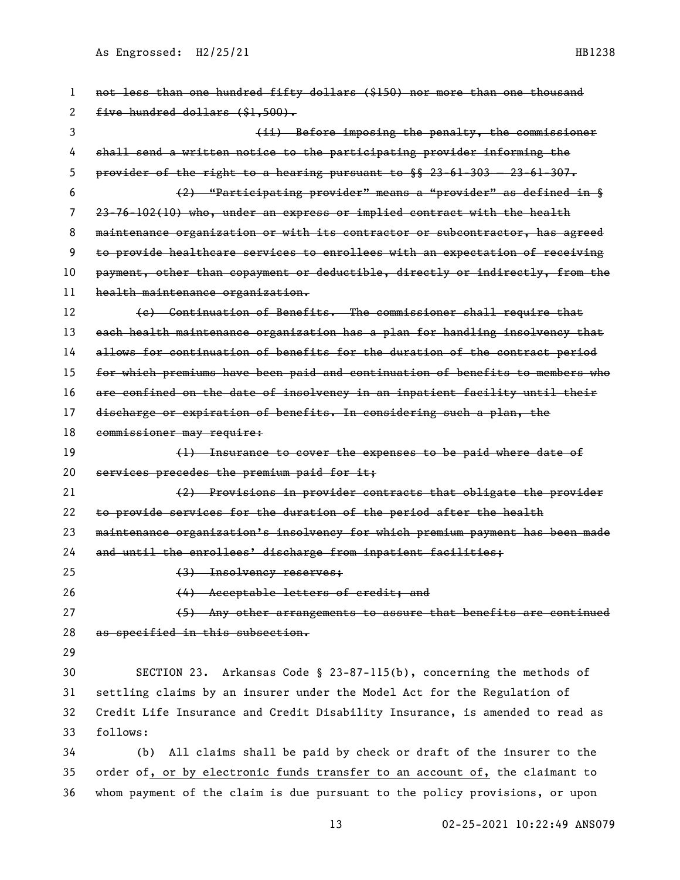~~not less than one hundred fifty dollars ($150) nor more than one thousand five hundred dollars ($1,500).~~

~~(ii) Before imposing the penalty, the commissioner shall send a written notice to the participating provider informing the provider of the right to a hearing pursuant to §§ 23-61-303 — 23-61-307.~~

~~(2) "Participating provider" means a "provider" as defined in § 23-76-102(10) who, under an express or implied contract with the health maintenance organization or with its contractor or subcontractor, has agreed to provide healthcare services to enrollees with an expectation of receiving payment, other than copayment or deductible, directly or indirectly, from the health maintenance organization.~~

~~(c) Continuation of Benefits. The commissioner shall require that each health maintenance organization has a plan for handling insolvency that allows for continuation of benefits for the duration of the contract period for which premiums have been paid and continuation of benefits to members who are confined on the date of insolvency in an inpatient facility until their discharge or expiration of benefits. In considering such a plan, the commissioner may require:~~

~~(1) Insurance to cover the expenses to be paid where date of services precedes the premium paid for it;~~

~~(2) Provisions in provider contracts that obligate the provider to provide services for the duration of the period after the health maintenance organization's insolvency for which premium payment has been made and until the enrollees' discharge from inpatient facilities;~~

~~(3) Insolvency reserves;~~

~~(4) Acceptable letters of credit; and~~

~~(5) Any other arrangements to assure that benefits are continued as specified in this subsection.~~

SECTION 23. Arkansas Code § 23-87-115(b), concerning the methods of settling claims by an insurer under the Model Act for the Regulation of Credit Life Insurance and Credit Disability Insurance, is amended to read as follows:

(b) All claims shall be paid by check or draft of the insurer to the order of, <u>or by electronic funds transfer to an account of,</u> the claimant to whom payment of the claim is due pursuant to the policy provisions, or upon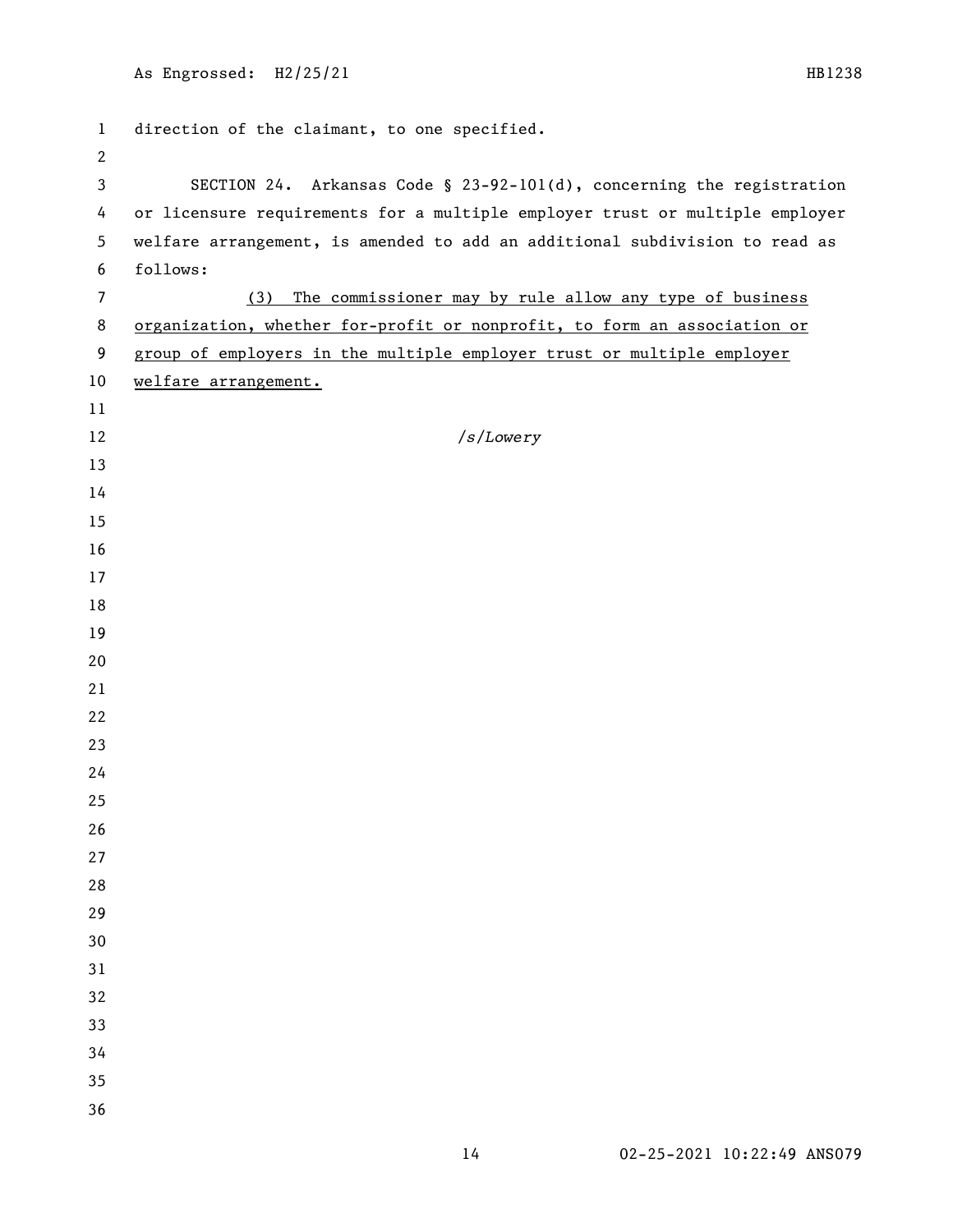direction of the claimant, to one specified.

SECTION 24. Arkansas Code § 23-92-101(d), concerning the registration or licensure requirements for a multiple employer trust or multiple employer welfare arrangement, is amended to add an additional subdivision to read as follows:

<u>(3) The commissioner may by rule allow any type of business organization, whether for-profit or nonprofit, to form an association or group of employers in the multiple employer trust or multiple employer welfare arrangement.</u>

*/s/Lowery*